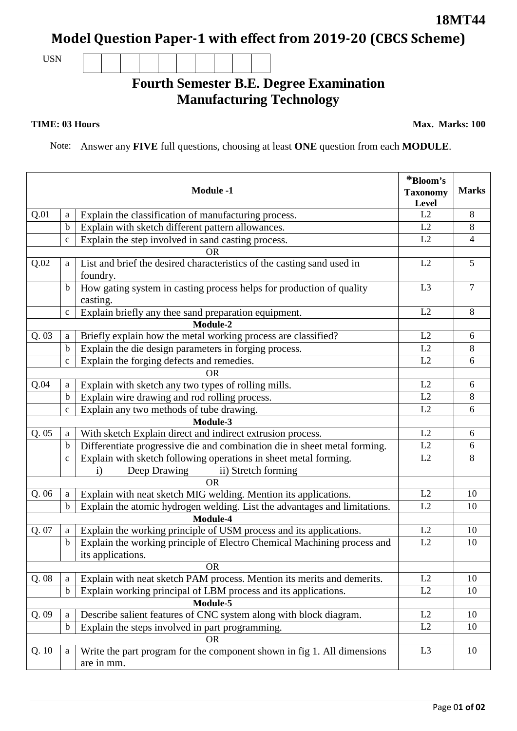18MT44

# Model Question Paper-1 with effect from 2019-20 (CBCS Scheme)

USN

## Fourth Semester B.E. Degree Examination
## Manufacturing Technology

**TIME: 03 Hours** **Max. Marks: 100**

Note: Answer any **FIVE** full questions, choosing at least **ONE** question from each **MODULE**.

| | | **Module -1** | ***Bloom's Taxonomy Level** | **Marks** |
|---|---|---|---|---|
| Q.01 | a | Explain the classification of manufacturing process. | L2 | 8 |
| | b | Explain with sketch different pattern allowances. | L2 | 8 |
| | c | Explain the step involved in sand casting process. | L2 | 4 |
| | | OR | | |
| Q.02 | a | List and brief the desired characteristics of the casting sand used in foundry. | L2 | 5 |
| | b | How gating system in casting process helps for production of quality casting. | L3 | 7 |
| | c | Explain briefly any thee sand preparation equipment. | L2 | 8 |
| | | **Module-2** | | |
| Q. 03 | a | Briefly explain how the metal working process are classified? | L2 | 6 |
| | b | Explain the die design parameters in forging process. | L2 | 8 |
| | c | Explain the forging defects and remedies. | L2 | 6 |
| | | OR | | |
| Q.04 | a | Explain with sketch any two types of rolling mills. | L2 | 6 |
| | b | Explain wire drawing and rod rolling process. | L2 | 8 |
| | c | Explain any two methods of tube drawing. | L2 | 6 |
| | | **Module-3** | | |
| Q. 05 | a | With sketch Explain direct and indirect extrusion process. | L2 | 6 |
| | b | Differentiate progressive die and combination die in sheet metal forming. | L2 | 6 |
| | c | Explain with sketch following operations in sheet metal forming. i) Deep Drawing ii) Stretch forming | L2 | 8 |
| | | OR | | |
| Q. 06 | a | Explain with neat sketch MIG welding. Mention its applications. | L2 | 10 |
| | b | Explain the atomic hydrogen welding. List the advantages and limitations. | L2 | 10 |
| | | **Module-4** | | |
| Q. 07 | a | Explain the working principle of USM process and its applications. | L2 | 10 |
| | b | Explain the working principle of Electro Chemical Machining process and its applications. | L2 | 10 |
| | | OR | | |
| Q. 08 | a | Explain with neat sketch PAM process. Mention its merits and demerits. | L2 | 10 |
| | b | Explain working principal of LBM process and its applications. | L2 | 10 |
| | | **Module-5** | | |
| Q. 09 | a | Describe salient features of CNC system along with block diagram. | L2 | 10 |
| | b | Explain the steps involved in part programming. | L2 | 10 |
| | | OR | | |
| Q. 10 | a | Write the part program for the component shown in fig 1. All dimensions are in mm. | L3 | 10 |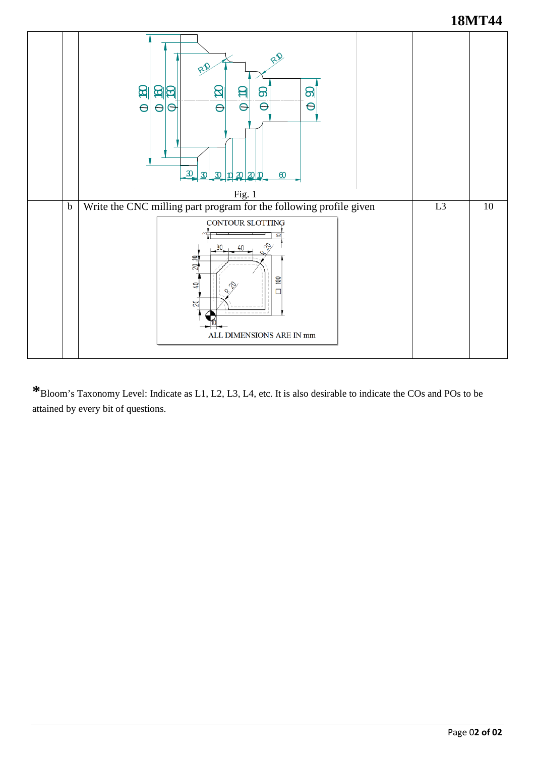| | | | | |
|---|---|---|---|---|
| | | Ø 180 Ø 160 Ø 130 Ø 120 Ø 110 Ø 90 Ø 90 R10 R10 30 30 30 10 20 20 10 60 Fig. 1 | | |
| | b | Write the CNC milling part program for the following profile given CONTOUR SLOTTING 10 30 40 R 20 20 10 40 20 R 20 □ 100 10 ALL DIMENSIONS ARE IN mm | L3 | 10 |

*Bloom's Taxonomy Level: Indicate as L1, L2, L3, L4, etc. It is also desirable to indicate the COs and POs to be attained by every bit of questions.